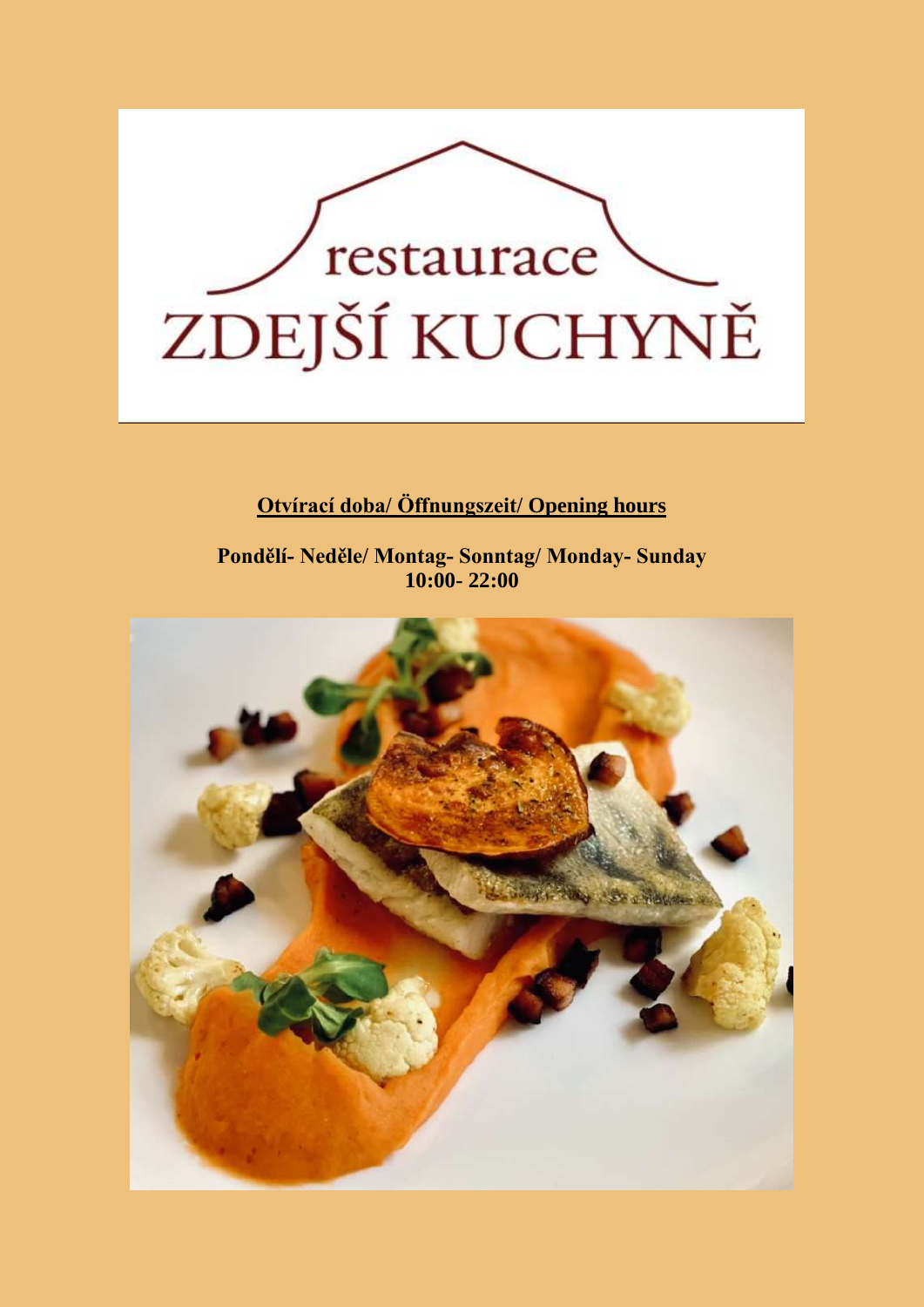restaurace

# ZDEJŠÍ KUCHYNĚ

**Otvírací doba/ Öffnungszeit/ Opening hours**

**Pondělí- Neděle/ Montag- Sonntag/ Monday- Sunday**
**10:00- 22:00**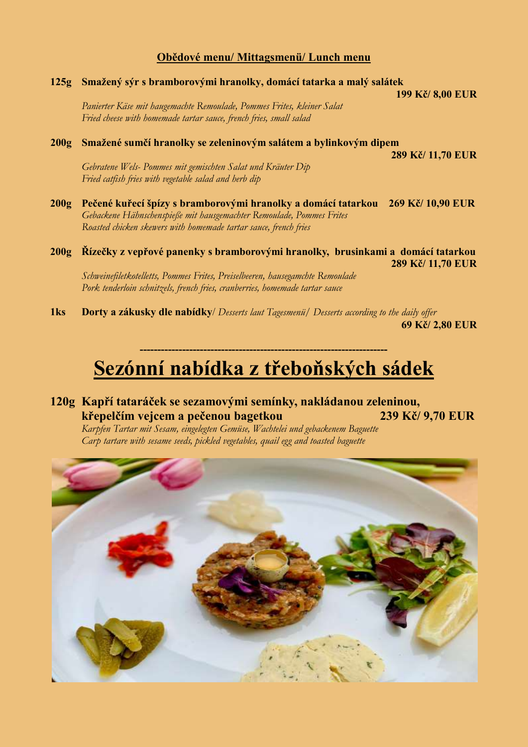## Obědové menu/ Mittagsmenü/ Lunch menu

**125g Smažený sýr s bramborovými hranolky, domácí tatarka a malý salátek**
**199 Kč/ 8,00 EUR**

*Panierter Käse mit haugemachte Remoulade, Pommes Frites, kleiner Salat*
*Fried cheese with homemade tartar sauce, french fries, small salad*

**200g Smažené sumčí hranolky se zeleninovým salátem a bylinkovým dipem**
**289 Kč/ 11,70 EUR**

*Gebratene Wels- Pommes mit gemischten Salat und Kräuter Dip*
*Fried catfish fries with vegetable salad and herb dip*

**200g Pečené kuřecí špízy s bramborovými hranolky a domácí tatarkou 269 Kč/ 10,90 EUR**

*Gebackene Hähnschenspieße mit hausgemachter Remoulade, Pommes Frites*
*Roasted chicken skewers with homemade tartar sauce, french fries*

**200g Řízečky z vepřové panenky s bramborovými hranolky, brusinkami a domácí tatarkou**
**289 Kč/ 11,70 EUR**

*Schweinefiletkotelletts, Pommes Frites, Preiselbeeren, hausegamchte Remoulade*
*Pork tenderloin schnitzels, french fries, cranberries, homemade tartar sauce*

**1ks Dorty a zákusky dle nabídky**/ *Desserts laut Tagesmenü/ Desserts according to the daily offer*
**69 Kč/ 2,80 EUR**

---

# Sezónní nabídka z třeboňských sádek

**120g Kapří tataráček se sezamovými semínky, nakládanou zeleninou, křepelčím vejcem a pečenou bagetkou 239 Kč/ 9,70 EUR**

*Karpfen Tartar mit Sesam, eingelegten Gemüse, Wachtelei und gebackenem Baguette*
*Carp tartare with sesame seeds, pickled vegetables, quail egg and toasted baguette*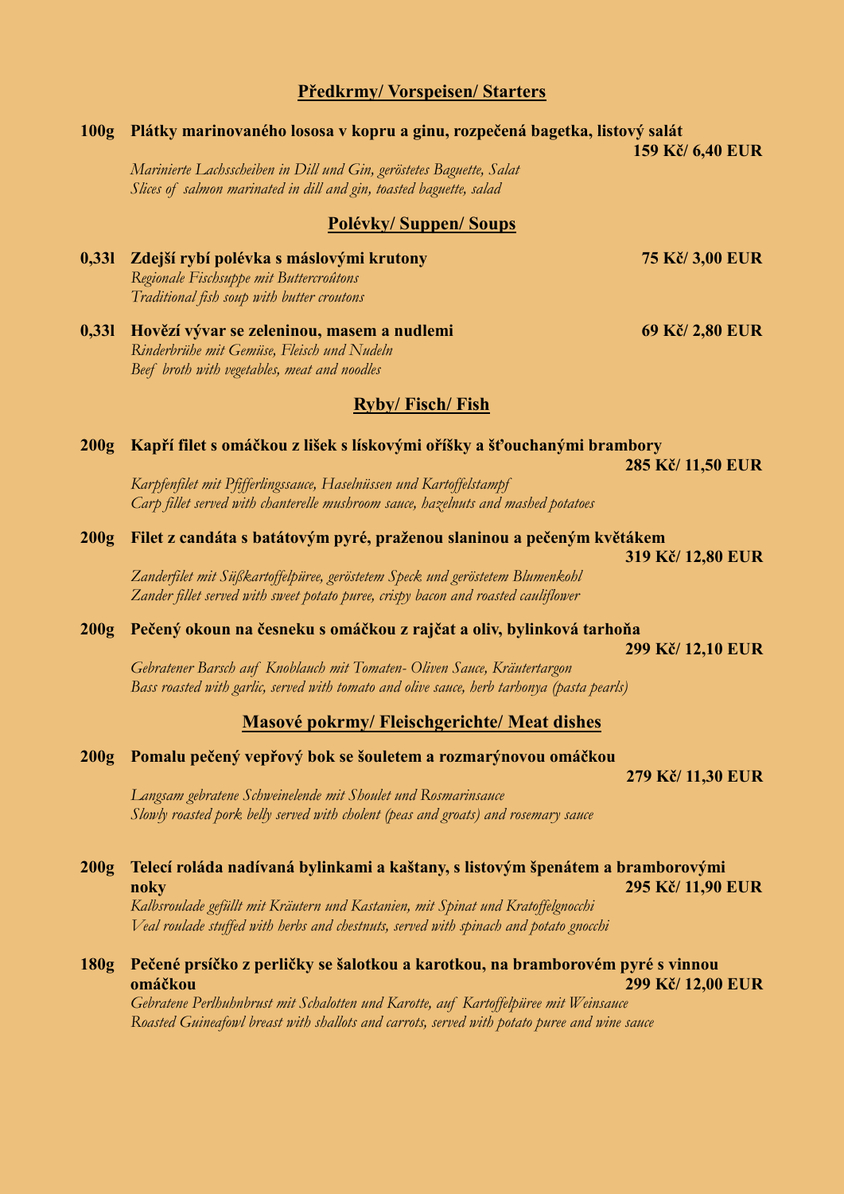## Předkrmy/ Vorspeisen/ Starters

**100g Plátky marinovaného lososa v kopru a ginu, rozpečená bagetka, listový salát** **159 Kč/ 6,40 EUR**

*Marinierte Lachsscheiben in Dill und Gin, geröstetes Baguette, Salat*
*Slices of salmon marinated in dill and gin, toasted baguette, salad*

## Polévky/ Suppen/ Soups

**0,33l Zdejší rybí polévka s máslovými krutony** **75 Kč/ 3,00 EUR**

*Regionale Fischsuppe mit Buttercroûtons*
*Traditional fish soup with butter croutons*

**0,33l Hovězí vývar se zeleninou, masem a nudlemi** **69 Kč/ 2,80 EUR**

*Rinderbrühe mit Gemüse, Fleisch und Nudeln*
*Beef broth with vegetables, meat and noodles*

## Ryby/ Fisch/ Fish

**200g Kapří filet s omáčkou z lišek s lískovými oříšky a šťouchanými brambory** **285 Kč/ 11,50 EUR**

*Karpfenfilet mit Pfifferlingssauce, Haselnüssen und Kartoffelstampf*
*Carp fillet served with chanterelle mushroom sauce, hazelnuts and mashed potatoes*

**200g Filet z candáta s batátovým pyré, praženou slaninou a pečeným květákem** **319 Kč/ 12,80 EUR**

*Zanderfilet mit Süßkartoffelpüree, geröstetem Speck und geröstetem Blumenkohl*
*Zander fillet served with sweet potato puree, crispy bacon and roasted cauliflower*

**200g Pečený okoun na česneku s omáčkou z rajčat a oliv, bylinková tarhoňa** **299 Kč/ 12,10 EUR**

*Gebratener Barsch auf Knoblauch mit Tomaten- Oliven Sauce, Kräutertargon*
*Bass roasted with garlic, served with tomato and olive sauce, herb tarhonya (pasta pearls)*

## Masové pokrmy/ Fleischgerichte/ Meat dishes

**200g Pomalu pečený vepřový bok se šouletem a rozmarýnovou omáčkou** **279 Kč/ 11,30 EUR**

*Langsam gebratene Schweinelende mit Shoulet und Rosmarinsauce*
*Slowly roasted pork belly served with cholent (peas and groats) and rosemary sauce*

**200g Telecí roláda nadívaná bylinkami a kaštany, s listovým špenátem a bramborovými noky** **295 Kč/ 11,90 EUR**

*Kalbsroulade gefüllt mit Kräutern und Kastanien, mit Spinat und Kratoffelgnocchi*
*Veal roulade stuffed with herbs and chestnuts, served with spinach and potato gnocchi*

**180g Pečené prsíčko z perličky se šalotkou a karotkou, na bramborovém pyré s vinnou omáčkou** **299 Kč/ 12,00 EUR**

*Gebratene Perlhuhnbrust mit Schalotten und Karotte, auf Kartoffelpüree mit Weinsauce*
*Roasted Guineafowl breast with shallots and carrots, served with potato puree and wine sauce*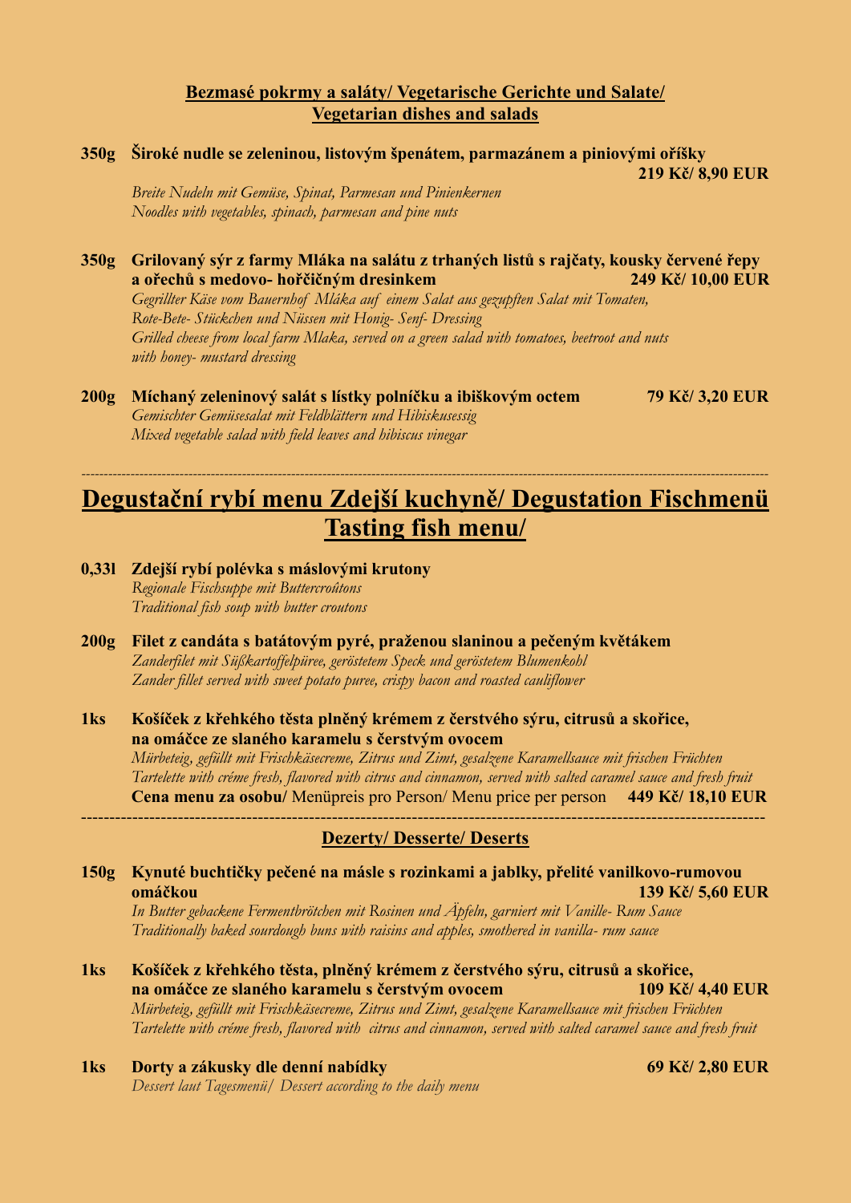## Bezmasé pokrmy a saláty/ Vegetarische Gerichte und Salate/ Vegetarian dishes and salads

**350g Široké nudle se zeleninou, listovým špenátem, parmazánem a piniovými oříšky** **219 Kč/ 8,90 EUR**
*Breite Nudeln mit Gemüse, Spinat, Parmesan und Pinienkernen*
*Noodles with vegetables, spinach, parmesan and pine nuts*

**350g Grilovaný sýr z farmy Mláka na salátu z trhaných listů s rajčaty, kousky červené řepy a ořechů s medovo- hořčičným dresinkem** **249 Kč/ 10,00 EUR**
*Gegrillter Käse vom Bauernhof Mláka auf einem Salat aus gezupften Salat mit Tomaten, Rote-Bete- Stückchen und Nüssen mit Honig- Senf- Dressing*
*Grilled cheese from local farm Mlaka, served on a green salad with tomatoes, beetroot and nuts with honey- mustard dressing*

**200g Míchaný zeleninový salát s lístky polníčku a ibiškovým octem** **79 Kč/ 3,20 EUR**
*Gemischter Gemüsesalat mit Feldblättern und Hibiskusessig*
*Mixed vegetable salad with field leaves and hibiscus vinegar*

---

## Degustační rybí menu Zdejší kuchyně/ Degustation Fischmenü Tasting fish menu/

**0,33l Zdejší rybí polévka s máslovými krutony**
*Regionale Fischsuppe mit Buttercroûtons*
*Traditional fish soup with butter croutons*

**200g Filet z candáta s batátovým pyré, praženou slaninou a pečeným květákem**
*Zanderfilet mit Süßkartoffelpüree, geröstetem Speck und geröstetem Blumenkohl*
*Zander fillet served with sweet potato puree, crispy bacon and roasted cauliflower*

**1ks Košíček z křehkého těsta plněný krémem z čerstvého sýru, citrusů a skořice, na omáčce ze slaného karamelu s čerstvým ovocem**
*Mürbeteig, gefüllt mit Frischkäsecreme, Zitrus und Zimt, gesalzene Karamellsauce mit frischen Früchten*
*Tartelette with créme fresh, flavored with citrus and cinnamon, served with salted caramel sauce and fresh fruit*
**Cena menu za osobu/** Menüpreis pro Person/ Menu price per person **449 Kč/ 18,10 EUR**

---

### Dezerty/ Desserte/ Deserts

**150g Kynuté buchtičky pečené na másle s rozinkami a jablky, přelité vanilkovo-rumovou omáčkou** **139 Kč/ 5,60 EUR**
*In Butter gebackene Fermentbrötchen mit Rosinen und Äpfeln, garniert mit Vanille- Rum Sauce*
*Traditionally baked sourdough buns with raisins and apples, smothered in vanilla- rum sauce*

**1ks Košíček z křehkého těsta, plněný krémem z čerstvého sýru, citrusů a skořice, na omáčce ze slaného karamelu s čerstvým ovocem** **109 Kč/ 4,40 EUR**
*Mürbeteig, gefüllt mit Frischkäsecreme, Zitrus und Zimt, gesalzene Karamellsauce mit frischen Früchten*
*Tartelette with créme fresh, flavored with citrus and cinnamon, served with salted caramel sauce and fresh fruit*

**1ks Dorty a zákusky dle denní nabídky** **69 Kč/ 2,80 EUR**
*Dessert laut Tagesmenü/ Dessert according to the daily menu*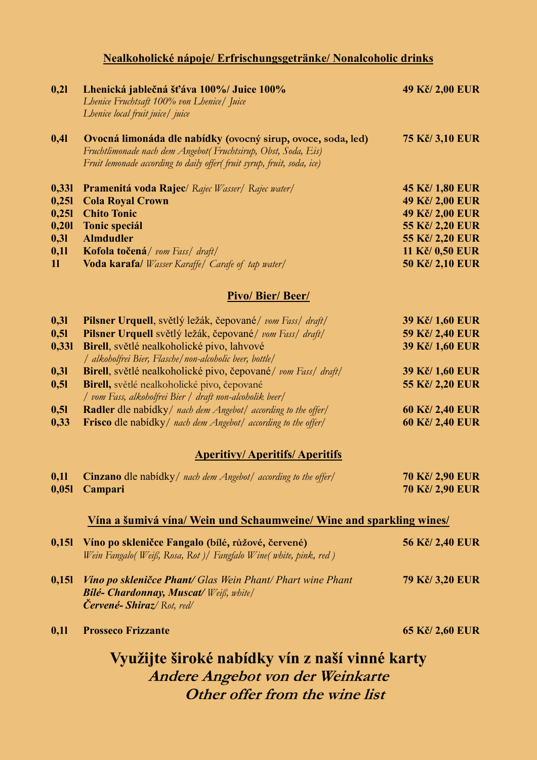## Nealkoholické nápoje/ Erfrischungsgetränke/ Nonalcoholic drinks

| | | |
|---|---|---|
| **0,2l** | **Lhenická jablečná šťáva 100%/ Juice 100%**<br>*Lhenice Fruchtsaft 100% von Lhenice/ Juice*<br>*Lhenice local fruit juice/ juice* | **49 Kč/ 2,00 EUR** |
| **0,4l** | **Ovocná limonáda dle nabídky (ovocný sirup, ovoce, soda, led)**<br>*Fruchtlimonade nach dem Angebot( Fruchtsirup, Obst, Soda, Eis)*<br>*Fruit lemonade according to daily offer( fruit syrup, fruit, soda, ice)* | **75 Kč/ 3,10 EUR** |
| **0,33l** | **Pramenitá voda Rajec**/ *Rajec Wasser/ Rajec water/* | **45 Kč/ 1,80 EUR** |
| **0,25l** | **Cola Royal Crown** | **49 Kč/ 2,00 EUR** |
| **0,25l** | **Chito Tonic** | **49 Kč/ 2,00 EUR** |
| **0,20l** | **Tonic speciál** | **55 Kč/ 2,20 EUR** |
| **0,3l** | **Almdudler** | **55 Kč/ 2,20 EUR** |
| **0,1l** | **Kofola točená**/ *vom Fass/ draft/* | **11 Kč/ 0,50 EUR** |
| **1l** | **Voda karafa/** *Wasser Karaffe/ Carafe of tap water/* | **50 Kč/ 2,10 EUR** |

## Pivo/ Bier/ Beer/

| | | |
|---|---|---|
| **0,3l** | **Pilsner Urquell**, světlý ležák, čepované/ *vom Fass/ draft/* | **39 Kč/ 1,60 EUR** |
| **0,5l** | **Pilsner Urquell** světlý ležák, čepované/ *vom Fass/ draft/* | **59 Kč/ 2,40 EUR** |
| **0,33l** | **Birell**, světlé nealkoholické pivo, lahvové<br>*/ alkoholfrei Bier, Flasche/ non-alcoholic beer, bottle/* | **39 Kč/ 1,60 EUR** |
| **0,3l** | **Birell**, světlé nealkoholické pivo, čepované/ *vom Fass/ draft/* | **39 Kč/ 1,60 EUR** |
| **0,5l** | **Birell,** světlé nealkoholické pivo, čepované<br>*/ vom Fass, alkoholfrei Bier / draft non-alcoholik beer/* | **55 Kč/ 2,20 EUR** |
| **0,5l** | **Radler** dle nabídky/ *nach dem Angebot/ according to the offer/* | **60 Kč/ 2,40 EUR** |
| **0,33** | **Frisco** dle nabídky/ *nach dem Angebot/ according to the offer/* | **60 Kč/ 2,40 EUR** |

## Aperitivy/ Aperitifs/ Aperitifs

| | | |
|---|---|---|
| **0,1l** | **Cinzano** dle nabídky/ *nach dem Angebot/ according to the offer/* | **70 Kč/ 2,90 EUR** |
| **0,05l** | **Campari** | **70 Kč/ 2,90 EUR** |

## Vína a šumivá vína/ Wein und Schaumweine/ Wine and sparkling wines/

| | | |
|---|---|---|
| **0,15l** | **Víno po skleničce Fangalo (bílé, růžové, červené)**<br>*Wein Fangalo( Weiß, Rosa, Rot )/ Fangfalo Wine( white, pink, red )* | **56 Kč/ 2,40 EUR** |
| **0,15l** | ***Víno po skleničce Phant/*** *Glas Wein Phant/ Phart wine Phant*<br>***Bílé- Chardonnay, Muscat/*** *Weiß, white/*<br>***Červené- Shiraz/*** *Rot, red/* | **79 Kč/ 3,20 EUR** |
| **0,1l** | **Prosseco Frizzante** | **65 Kč/ 2,60 EUR** |

# Využijte široké nabídky vín z naší vinné karty

***Andere Angebot von der Weinkarte***

***Other offer from the wine list***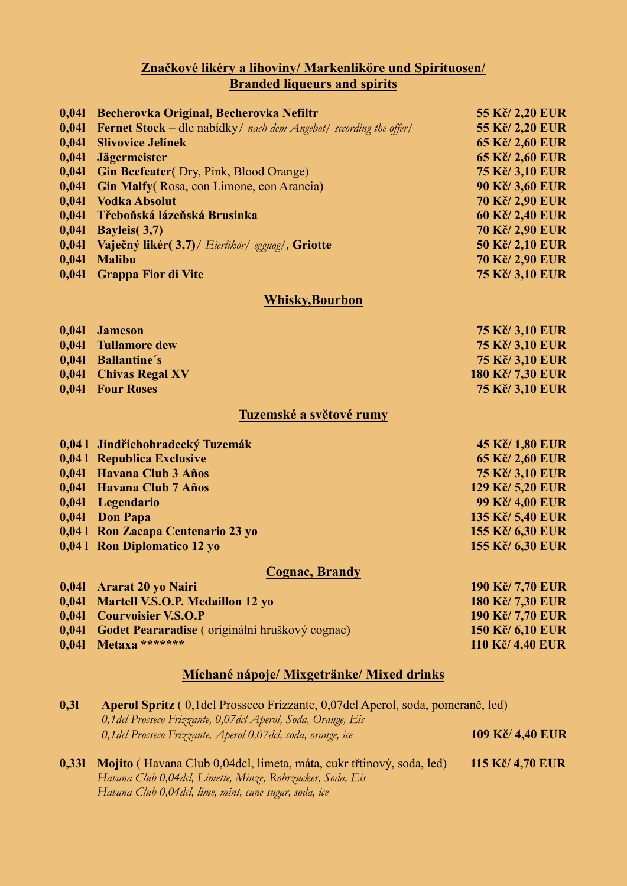## Značkové likéry a lihoviny/ Markenliköre und Spirituosen/ Branded liqueurs and spirits

| | | |
|---|---|---|
| **0,04l** | **Becherovka Original, Becherovka Nefiltr** | **55 Kč/ 2,20 EUR** |
| **0,04l** | **Fernet Stock** – dle nabídky/ *nach dem Angebot/ sccording the offer/* | **55 Kč/ 2,20 EUR** |
| **0,04l** | **Slivovice Jelínek** | **65 Kč/ 2,60 EUR** |
| **0,04l** | **Jägermeister** | **65 Kč/ 2,60 EUR** |
| **0,04l** | **Gin Beefeater**( Dry, Pink, Blood Orange) | **75 Kč/ 3,10 EUR** |
| **0,04l** | **Gin Malfy**( Rosa, con Limone, con Arancia) | **90 Kč/ 3,60 EUR** |
| **0,04l** | **Vodka Absolut** | **70 Kč/ 2,90 EUR** |
| **0,04l** | **Třeboňská lázeňská Brusinka** | **60 Kč/ 2,40 EUR** |
| **0,04l** | **Bayleis( 3,7)** | **70 Kč/ 2,90 EUR** |
| **0,04l** | **Vaječný likér( 3,7)**/ *Eierlikör/ eggnog/*, **Griotte** | **50 Kč/ 2,10 EUR** |
| **0,04l** | **Malibu** | **70 Kč/ 2,90 EUR** |
| **0,04l** | **Grappa Fior di Vite** | **75 Kč/ 3,10 EUR** |

## Whisky,Bourbon

| | | |
|---|---|---|
| **0,04l** | **Jameson** | **75 Kč/ 3,10 EUR** |
| **0,04l** | **Tullamore dew** | **75 Kč/ 3,10 EUR** |
| **0,04l** | **Ballantine´s** | **75 Kč/ 3,10 EUR** |
| **0,04l** | **Chivas Regal XV** | **180 Kč/ 7,30 EUR** |
| **0,04l** | **Four Roses** | **75 Kč/ 3,10 EUR** |

## Tuzemské a světové rumy

| | | |
|---|---|---|
| **0,04 l** | **Jindřichohradecký Tuzemák** | **45 Kč/ 1,80 EUR** |
| **0,04 l** | **Republica Exclusive** | **65 Kč/ 2,60 EUR** |
| **0,04l** | **Havana Club 3 Años** | **75 Kč/ 3,10 EUR** |
| **0,04l** | **Havana Club 7 Años** | **129 Kč/ 5,20 EUR** |
| **0,04l** | **Legendario** | **99 Kč/ 4,00 EUR** |
| **0,04l** | **Don Papa** | **135 Kč/ 5,40 EUR** |
| **0,04 l** | **Ron Zacapa Centenario 23 yo** | **155 Kč/ 6,30 EUR** |
| **0,04 l** | **Ron Diplomatico 12 yo** | **155 Kč/ 6,30 EUR** |

## Cognac, Brandy

| | | |
|---|---|---|
| **0,04l** | **Ararat 20 yo Nairi** | **190 Kč/ 7,70 EUR** |
| **0,04l** | **Martell V.S.O.P. Medaillon 12 yo** | **180 Kč/ 7,30 EUR** |
| **0,04l** | **Courvoisier V.S.O.P** | **190 Kč/ 7,70 EUR** |
| **0,04l** | **Godet Peararadise** ( originální hruškový cognac) | **150 Kč/ 6,10 EUR** |
| **0,04l** | **Metaxa \*\*\*\*\*\*\*** | **110 Kč/ 4,40 EUR** |

## Míchané nápoje/ Mixgetränke/ Mixed drinks

**0,3l** **Aperol Spritz** ( 0,1dcl Prosseco Frizzante, 0,07dcl Aperol, soda, pomeranč, led)
*0,1dcl Prosseco Frizzante, 0,07dcl Aperol, Soda, Orange, Eis*
*0,1dcl Prosseco Frizzante, Aperol 0,07dcl, soda, orange, ice* **109 Kč/ 4,40 EUR**

**0,33l** **Mojito** ( Havana Club 0,04dcl, limeta, máta, cukr třtinový, soda, led) **115 Kč/ 4,70 EUR**
*Havana Club 0,04dcl, Limette, Minze, Rohrzucker, Soda, Eis*
*Havana Club 0,04dcl, lime, mint, cane sugar, soda, ice*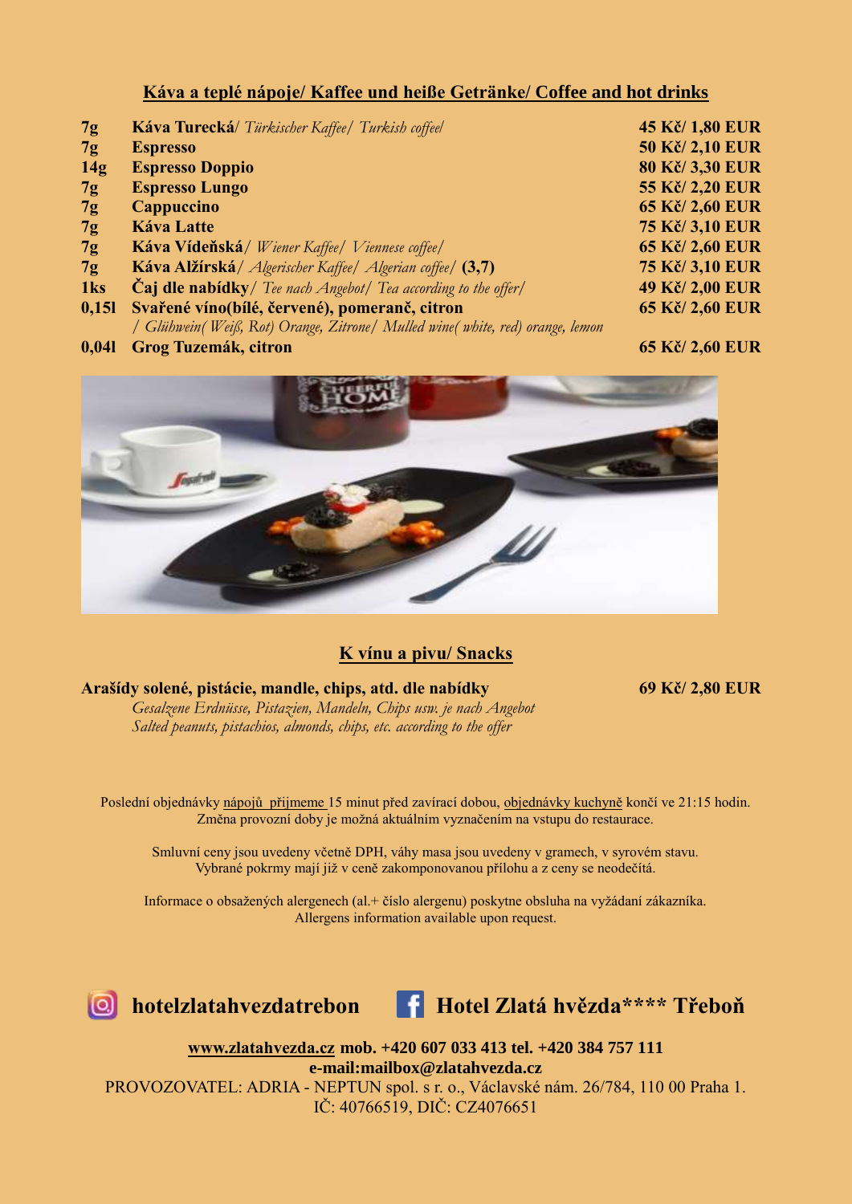## Káva a teplé nápoje/ Kaffee und heiße Getränke/ Coffee and hot drinks

| | | |
|---|---|---|
| **7g** | **Káva Turecká**/ *Türkischer Kaffee/ Turkish coffee/* | **45 Kč/ 1,80 EUR** |
| **7g** | **Espresso** | **50 Kč/ 2,10 EUR** |
| **14g** | **Espresso Doppio** | **80 Kč/ 3,30 EUR** |
| **7g** | **Espresso Lungo** | **55 Kč/ 2,20 EUR** |
| **7g** | **Cappuccino** | **65 Kč/ 2,60 EUR** |
| **7g** | **Káva Latte** | **75 Kč/ 3,10 EUR** |
| **7g** | **Káva Vídeňská**/ *Wiener Kaffee/ Viennese coffee/* | **65 Kč/ 2,60 EUR** |
| **7g** | **Káva Alžírská**/ *Algerischer Kaffee/ Algerian coffee/* **(3,7)** | **75 Kč/ 3,10 EUR** |
| **1ks** | **Čaj dle nabídky**/ *Tee nach Angebot/ Tea according to the offer/* | **49 Kč/ 2,00 EUR** |
| **0,15l** | **Svařené víno(bílé, červené), pomeranč, citron** *\/ Glühwein( Weiß, Rot) Orange, Zitrone/ Mulled wine( white, red) orange, lemon* | **65 Kč/ 2,60 EUR** |
| **0,04l** | **Grog Tuzemák, citron** | **65 Kč/ 2,60 EUR** |

## K vínu a pivu/ Snacks

**Arašídy solené, pistácie, mandle, chips, atd. dle nabídky** — **69 Kč/ 2,80 EUR**

*Gesalzene Erdnüsse, Pistazien, Mandeln, Chips usw. je nach Angebot*
*Salted peanuts, pistachios, almonds, chips, etc. according to the offer*

Poslední objednávky nápojů přijmeme 15 minut před zavírací dobou, objednávky kuchyně končí ve 21:15 hodin.
Změna provozní doby je možná aktuálním vyznačením na vstupu do restaurace.

Smluvní ceny jsou uvedeny včetně DPH, váhy masa jsou uvedeny v gramech, v syrovém stavu.
Vybrané pokrmy mají již v ceně zakomponovanou přílohu a z ceny se neodečítá.

Informace o obsažených alergenech (al.+ číslo alergenu) poskytne obsluha na vyžádaní zákazníka.
Allergens information available upon request.

**hotelzlatahvezdatrebon** **Hotel Zlatá hvězda\*\*\*\* Třeboň**

**www.zlatahvezda.cz mob. +420 607 033 413 tel. +420 384 757 111**
**e-mail:mailbox@zlatahvezda.cz**
PROVOZOVATEL: ADRIA - NEPTUN spol. s r. o., Václavské nám. 26/784, 110 00 Praha 1.
IČ: 40766519, DIČ: CZ4076651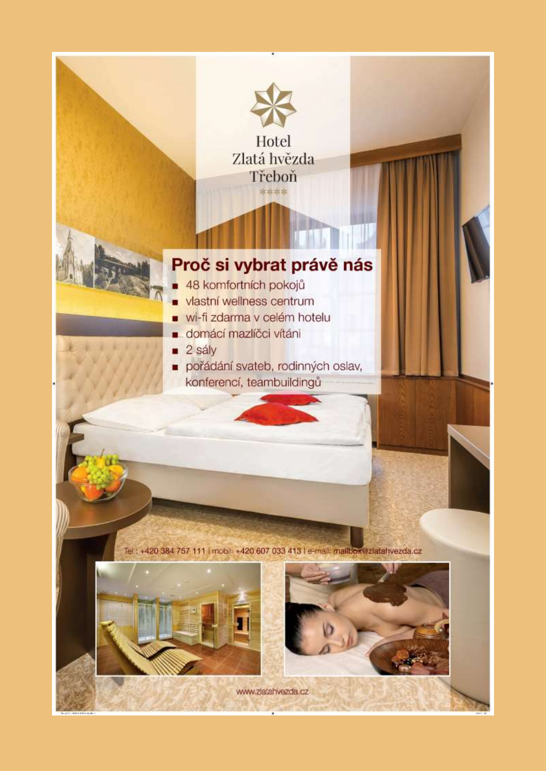Hotel
Zlatá hvězda
Třeboň
\*\*\*\*

## Proč si vybrat právě nás

- 48 komfortních pokojů
- vlastní wellness centrum
- wi-fi zdarma v celém hotelu
- domácí mazlíčci vítáni
- 2 sály
- pořádání svateb, rodinných oslav, konferencí, teambuildingů

Tel.: +420 384 757 111 | mobil: +420 607 033 413 | e-mail: mailbox@zlatahvezda.cz

www.zlatahvezda.cz